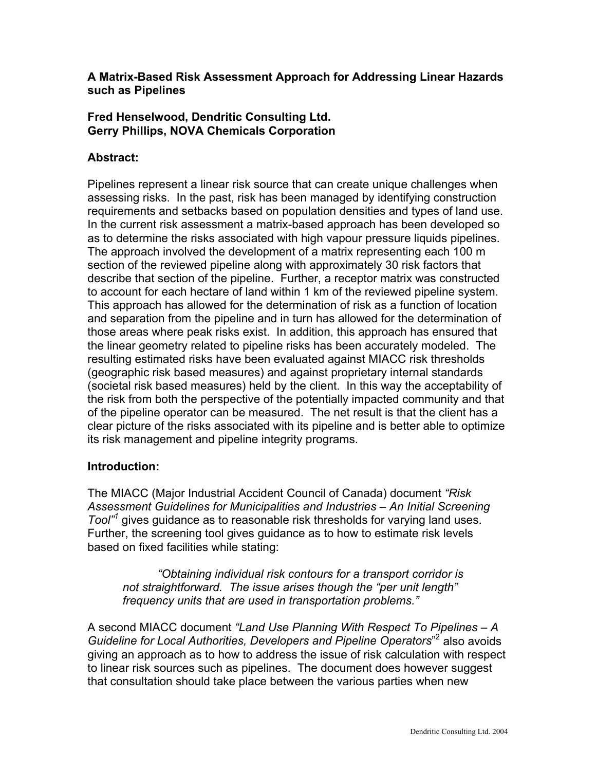**A Matrix-Based Risk Assessment Approach for Addressing Linear Hazards such as Pipelines**

**Fred Henselwood, Dendritic Consulting Ltd.**
**Gerry Phillips, NOVA Chemicals Corporation**

## Abstract:

Pipelines represent a linear risk source that can create unique challenges when assessing risks. In the past, risk has been managed by identifying construction requirements and setbacks based on population densities and types of land use. In the current risk assessment a matrix-based approach has been developed so as to determine the risks associated with high vapour pressure liquids pipelines. The approach involved the development of a matrix representing each 100 m section of the reviewed pipeline along with approximately 30 risk factors that describe that section of the pipeline. Further, a receptor matrix was constructed to account for each hectare of land within 1 km of the reviewed pipeline system. This approach has allowed for the determination of risk as a function of location and separation from the pipeline and in turn has allowed for the determination of those areas where peak risks exist. In addition, this approach has ensured that the linear geometry related to pipeline risks has been accurately modeled. The resulting estimated risks have been evaluated against MIACC risk thresholds (geographic risk based measures) and against proprietary internal standards (societal risk based measures) held by the client. In this way the acceptability of the risk from both the perspective of the potentially impacted community and that of the pipeline operator can be measured. The net result is that the client has a clear picture of the risks associated with its pipeline and is better able to optimize its risk management and pipeline integrity programs.

## Introduction:

The MIACC (Major Industrial Accident Council of Canada) document *"Risk Assessment Guidelines for Municipalities and Industries – An Initial Screening Tool"*[1] gives guidance as to reasonable risk thresholds for varying land uses. Further, the screening tool gives guidance as to how to estimate risk levels based on fixed facilities while stating:

> *"Obtaining individual risk contours for a transport corridor is not straightforward. The issue arises though the "per unit length" frequency units that are used in transportation problems."*

A second MIACC document *"Land Use Planning With Respect To Pipelines – A Guideline for Local Authorities, Developers and Pipeline Operators*"[2] also avoids giving an approach as to how to address the issue of risk calculation with respect to linear risk sources such as pipelines. The document does however suggest that consultation should take place between the various parties when new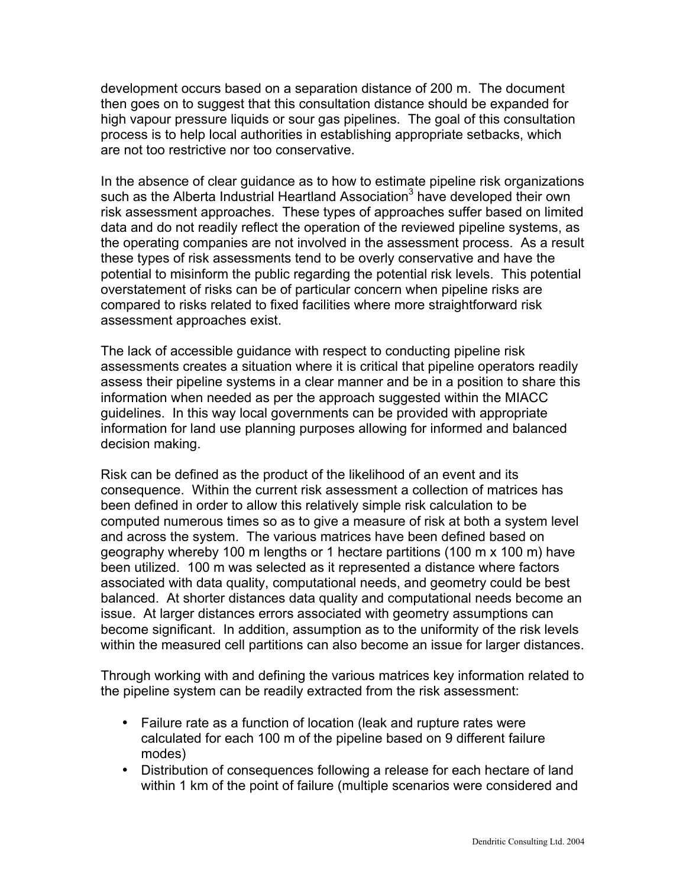development occurs based on a separation distance of 200 m. The document then goes on to suggest that this consultation distance should be expanded for high vapour pressure liquids or sour gas pipelines. The goal of this consultation process is to help local authorities in establishing appropriate setbacks, which are not too restrictive nor too conservative.

In the absence of clear guidance as to how to estimate pipeline risk organizations such as the Alberta Industrial Heartland Association[3] have developed their own risk assessment approaches. These types of approaches suffer based on limited data and do not readily reflect the operation of the reviewed pipeline systems, as the operating companies are not involved in the assessment process. As a result these types of risk assessments tend to be overly conservative and have the potential to misinform the public regarding the potential risk levels. This potential overstatement of risks can be of particular concern when pipeline risks are compared to risks related to fixed facilities where more straightforward risk assessment approaches exist.

The lack of accessible guidance with respect to conducting pipeline risk assessments creates a situation where it is critical that pipeline operators readily assess their pipeline systems in a clear manner and be in a position to share this information when needed as per the approach suggested within the MIACC guidelines. In this way local governments can be provided with appropriate information for land use planning purposes allowing for informed and balanced decision making.

Risk can be defined as the product of the likelihood of an event and its consequence. Within the current risk assessment a collection of matrices has been defined in order to allow this relatively simple risk calculation to be computed numerous times so as to give a measure of risk at both a system level and across the system. The various matrices have been defined based on geography whereby 100 m lengths or 1 hectare partitions (100 m x 100 m) have been utilized. 100 m was selected as it represented a distance where factors associated with data quality, computational needs, and geometry could be best balanced. At shorter distances data quality and computational needs become an issue. At larger distances errors associated with geometry assumptions can become significant. In addition, assumption as to the uniformity of the risk levels within the measured cell partitions can also become an issue for larger distances.

Through working with and defining the various matrices key information related to the pipeline system can be readily extracted from the risk assessment:

- Failure rate as a function of location (leak and rupture rates were calculated for each 100 m of the pipeline based on 9 different failure modes)
- Distribution of consequences following a release for each hectare of land within 1 km of the point of failure (multiple scenarios were considered and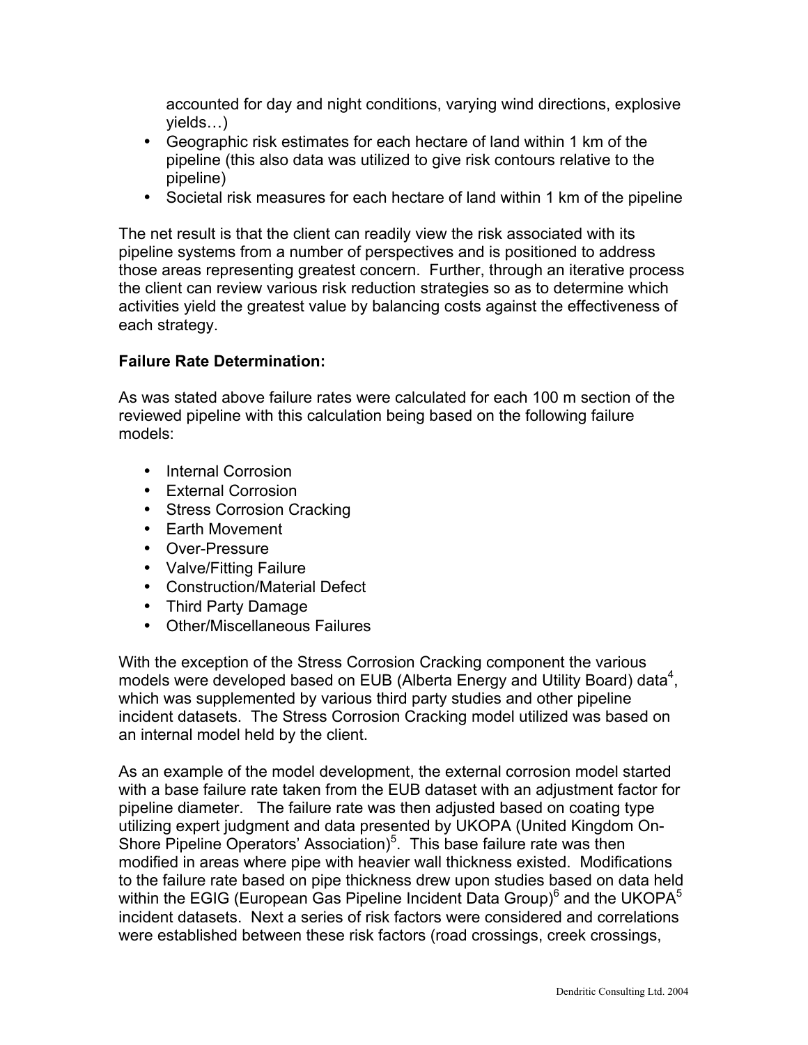accounted for day and night conditions, varying wind directions, explosive yields…)

- Geographic risk estimates for each hectare of land within 1 km of the pipeline (this also data was utilized to give risk contours relative to the pipeline)
- Societal risk measures for each hectare of land within 1 km of the pipeline

The net result is that the client can readily view the risk associated with its pipeline systems from a number of perspectives and is positioned to address those areas representing greatest concern. Further, through an iterative process the client can review various risk reduction strategies so as to determine which activities yield the greatest value by balancing costs against the effectiveness of each strategy.

**Failure Rate Determination:**

As was stated above failure rates were calculated for each 100 m section of the reviewed pipeline with this calculation being based on the following failure models:

- Internal Corrosion
- External Corrosion
- Stress Corrosion Cracking
- Earth Movement
- Over-Pressure
- Valve/Fitting Failure
- Construction/Material Defect
- Third Party Damage
- Other/Miscellaneous Failures

With the exception of the Stress Corrosion Cracking component the various models were developed based on EUB (Alberta Energy and Utility Board) data[4], which was supplemented by various third party studies and other pipeline incident datasets. The Stress Corrosion Cracking model utilized was based on an internal model held by the client.

As an example of the model development, the external corrosion model started with a base failure rate taken from the EUB dataset with an adjustment factor for pipeline diameter. The failure rate was then adjusted based on coating type utilizing expert judgment and data presented by UKOPA (United Kingdom On-Shore Pipeline Operators' Association)[5]. This base failure rate was then modified in areas where pipe with heavier wall thickness existed. Modifications to the failure rate based on pipe thickness drew upon studies based on data held within the EGIG (European Gas Pipeline Incident Data Group)[6] and the UKOPA[5] incident datasets. Next a series of risk factors were considered and correlations were established between these risk factors (road crossings, creek crossings,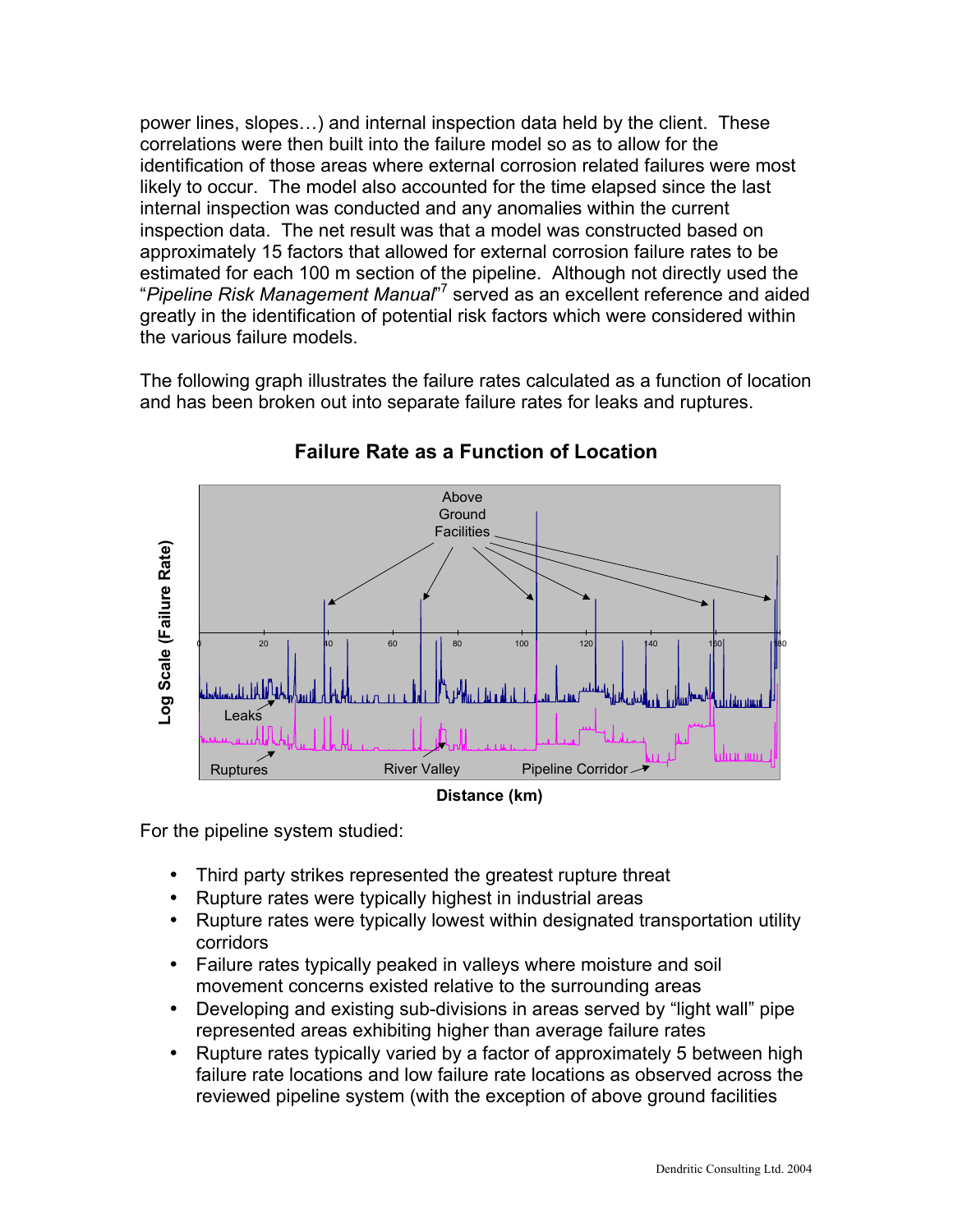power lines, slopes…) and internal inspection data held by the client. These correlations were then built into the failure model so as to allow for the identification of those areas where external corrosion related failures were most likely to occur. The model also accounted for the time elapsed since the last internal inspection was conducted and any anomalies within the current inspection data. The net result was that a model was constructed based on approximately 15 factors that allowed for external corrosion failure rates to be estimated for each 100 m section of the pipeline. Although not directly used the "*Pipeline Risk Management Manual*"[7] served as an excellent reference and aided greatly in the identification of potential risk factors which were considered within the various failure models.

The following graph illustrates the failure rates calculated as a function of location and has been broken out into separate failure rates for leaks and ruptures.

**Failure Rate as a Function of Location**

For the pipeline system studied:

- Third party strikes represented the greatest rupture threat
- Rupture rates were typically highest in industrial areas
- Rupture rates were typically lowest within designated transportation utility corridors
- Failure rates typically peaked in valleys where moisture and soil movement concerns existed relative to the surrounding areas
- Developing and existing sub-divisions in areas served by "light wall" pipe represented areas exhibiting higher than average failure rates
- Rupture rates typically varied by a factor of approximately 5 between high failure rate locations and low failure rate locations as observed across the reviewed pipeline system (with the exception of above ground facilities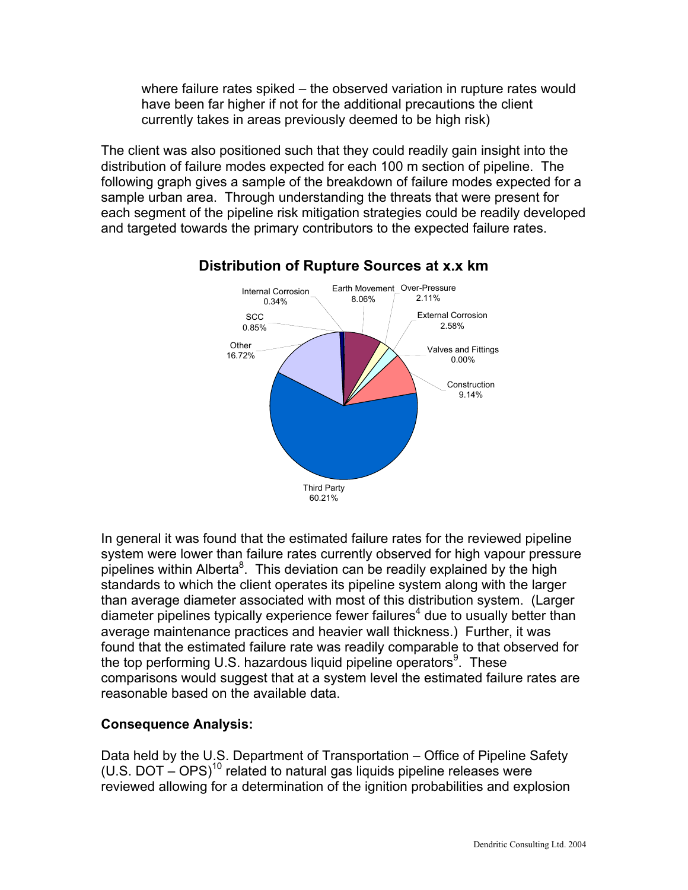where failure rates spiked – the observed variation in rupture rates would have been far higher if not for the additional precautions the client currently takes in areas previously deemed to be high risk)

The client was also positioned such that they could readily gain insight into the distribution of failure modes expected for each 100 m section of pipeline. The following graph gives a sample of the breakdown of failure modes expected for a sample urban area. Through understanding the threats that were present for each segment of the pipeline risk mitigation strategies could be readily developed and targeted towards the primary contributors to the expected failure rates.

**Distribution of Rupture Sources at x.x km**

| Rupture Source | Percentage |
|---|---|
| Internal Corrosion | 0.34% |
| Earth Movement | 8.06% |
| Over-Pressure | 2.11% |
| External Corrosion | 2.58% |
| Valves and Fittings | 0.00% |
| Construction | 9.14% |
| Third Party | 60.21% |
| Other | 16.72% |
| SCC | 0.85% |

In general it was found that the estimated failure rates for the reviewed pipeline system were lower than failure rates currently observed for high vapour pressure pipelines within Alberta[8]. This deviation can be readily explained by the high standards to which the client operates its pipeline system along with the larger than average diameter associated with most of this distribution system. (Larger diameter pipelines typically experience fewer failures[4] due to usually better than average maintenance practices and heavier wall thickness.) Further, it was found that the estimated failure rate was readily comparable to that observed for the top performing U.S. hazardous liquid pipeline operators[9]. These comparisons would suggest that at a system level the estimated failure rates are reasonable based on the available data.

**Consequence Analysis:**

Data held by the U.S. Department of Transportation – Office of Pipeline Safety (U.S. DOT – OPS)[10] related to natural gas liquids pipeline releases were reviewed allowing for a determination of the ignition probabilities and explosion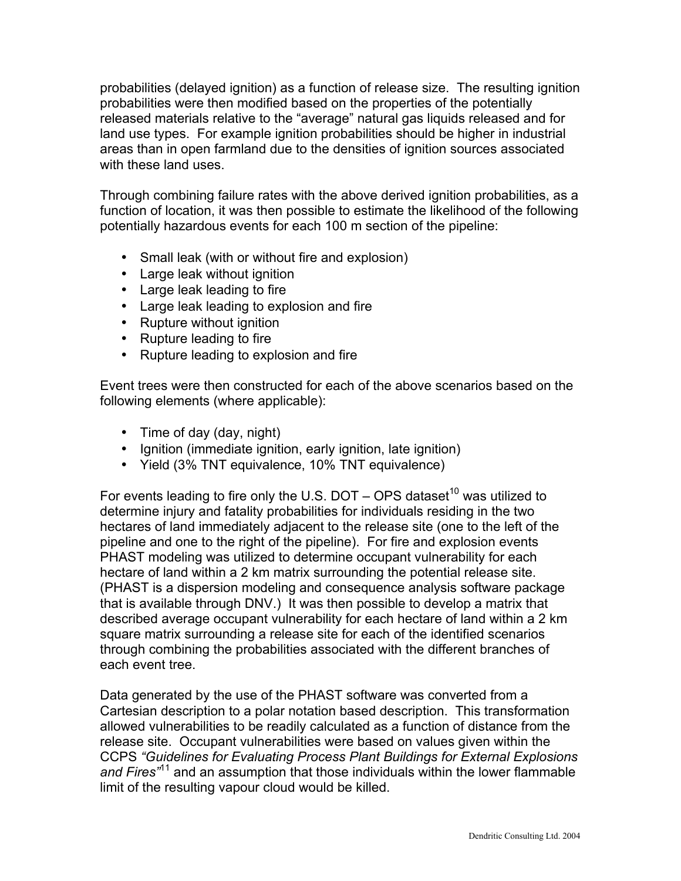probabilities (delayed ignition) as a function of release size. The resulting ignition probabilities were then modified based on the properties of the potentially released materials relative to the "average" natural gas liquids released and for land use types. For example ignition probabilities should be higher in industrial areas than in open farmland due to the densities of ignition sources associated with these land uses.

Through combining failure rates with the above derived ignition probabilities, as a function of location, it was then possible to estimate the likelihood of the following potentially hazardous events for each 100 m section of the pipeline:

- Small leak (with or without fire and explosion)
- Large leak without ignition
- Large leak leading to fire
- Large leak leading to explosion and fire
- Rupture without ignition
- Rupture leading to fire
- Rupture leading to explosion and fire

Event trees were then constructed for each of the above scenarios based on the following elements (where applicable):

- Time of day (day, night)
- Ignition (immediate ignition, early ignition, late ignition)
- Yield (3% TNT equivalence, 10% TNT equivalence)

For events leading to fire only the U.S. DOT – OPS dataset[10] was utilized to determine injury and fatality probabilities for individuals residing in the two hectares of land immediately adjacent to the release site (one to the left of the pipeline and one to the right of the pipeline). For fire and explosion events PHAST modeling was utilized to determine occupant vulnerability for each hectare of land within a 2 km matrix surrounding the potential release site. (PHAST is a dispersion modeling and consequence analysis software package that is available through DNV.) It was then possible to develop a matrix that described average occupant vulnerability for each hectare of land within a 2 km square matrix surrounding a release site for each of the identified scenarios through combining the probabilities associated with the different branches of each event tree.

Data generated by the use of the PHAST software was converted from a Cartesian description to a polar notation based description. This transformation allowed vulnerabilities to be readily calculated as a function of distance from the release site. Occupant vulnerabilities were based on values given within the CCPS *"Guidelines for Evaluating Process Plant Buildings for External Explosions and Fires"*[11] and an assumption that those individuals within the lower flammable limit of the resulting vapour cloud would be killed.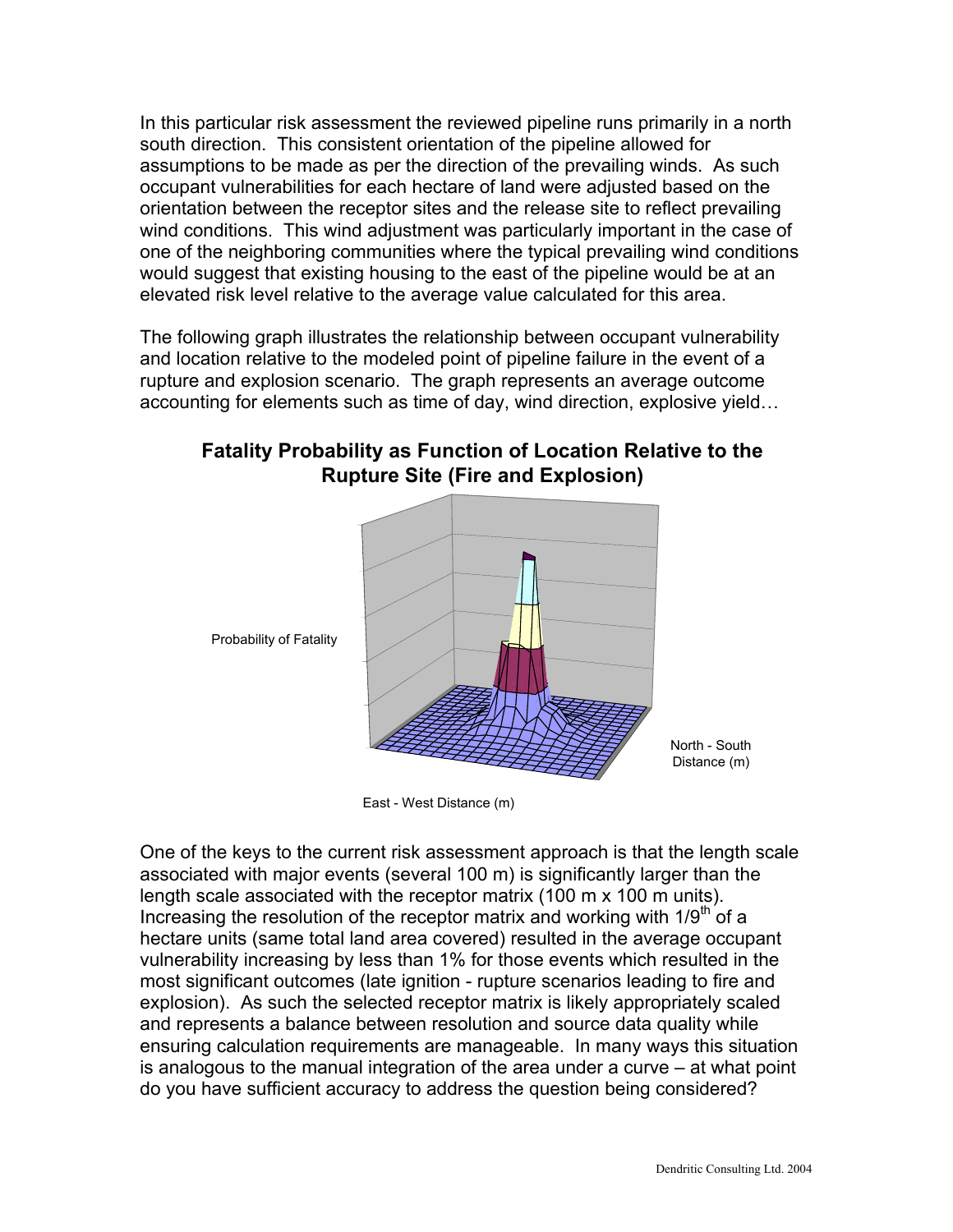In this particular risk assessment the reviewed pipeline runs primarily in a north south direction. This consistent orientation of the pipeline allowed for assumptions to be made as per the direction of the prevailing winds. As such occupant vulnerabilities for each hectare of land were adjusted based on the orientation between the receptor sites and the release site to reflect prevailing wind conditions. This wind adjustment was particularly important in the case of one of the neighboring communities where the typical prevailing wind conditions would suggest that existing housing to the east of the pipeline would be at an elevated risk level relative to the average value calculated for this area.

The following graph illustrates the relationship between occupant vulnerability and location relative to the modeled point of pipeline failure in the event of a rupture and explosion scenario. The graph represents an average outcome accounting for elements such as time of day, wind direction, explosive yield…

**Fatality Probability as Function of Location Relative to the Rupture Site (Fire and Explosion)**

Probability of Fatality

North - South Distance (m)

East - West Distance (m)

One of the keys to the current risk assessment approach is that the length scale associated with major events (several 100 m) is significantly larger than the length scale associated with the receptor matrix (100 m x 100 m units). Increasing the resolution of the receptor matrix and working with 1/9$^{th}$ of a hectare units (same total land area covered) resulted in the average occupant vulnerability increasing by less than 1% for those events which resulted in the most significant outcomes (late ignition - rupture scenarios leading to fire and explosion). As such the selected receptor matrix is likely appropriately scaled and represents a balance between resolution and source data quality while ensuring calculation requirements are manageable. In many ways this situation is analogous to the manual integration of the area under a curve – at what point do you have sufficient accuracy to address the question being considered?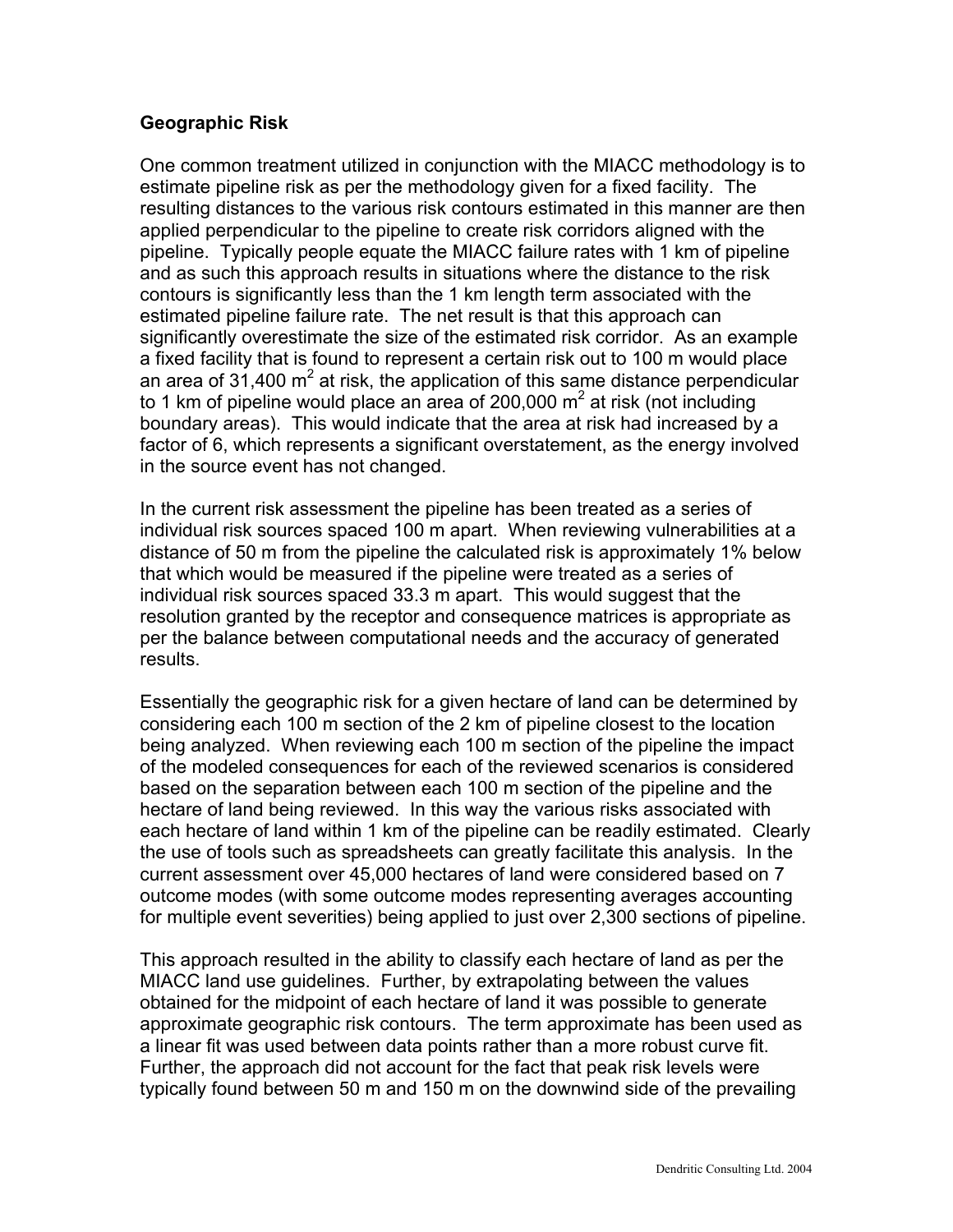### Geographic Risk

One common treatment utilized in conjunction with the MIACC methodology is to estimate pipeline risk as per the methodology given for a fixed facility. The resulting distances to the various risk contours estimated in this manner are then applied perpendicular to the pipeline to create risk corridors aligned with the pipeline. Typically people equate the MIACC failure rates with 1 km of pipeline and as such this approach results in situations where the distance to the risk contours is significantly less than the 1 km length term associated with the estimated pipeline failure rate. The net result is that this approach can significantly overestimate the size of the estimated risk corridor. As an example a fixed facility that is found to represent a certain risk out to 100 m would place an area of 31,400 $m^2$ at risk, the application of this same distance perpendicular to 1 km of pipeline would place an area of 200,000 $m^2$ at risk (not including boundary areas). This would indicate that the area at risk had increased by a factor of 6, which represents a significant overstatement, as the energy involved in the source event has not changed.

In the current risk assessment the pipeline has been treated as a series of individual risk sources spaced 100 m apart. When reviewing vulnerabilities at a distance of 50 m from the pipeline the calculated risk is approximately 1% below that which would be measured if the pipeline were treated as a series of individual risk sources spaced 33.3 m apart. This would suggest that the resolution granted by the receptor and consequence matrices is appropriate as per the balance between computational needs and the accuracy of generated results.

Essentially the geographic risk for a given hectare of land can be determined by considering each 100 m section of the 2 km of pipeline closest to the location being analyzed. When reviewing each 100 m section of the pipeline the impact of the modeled consequences for each of the reviewed scenarios is considered based on the separation between each 100 m section of the pipeline and the hectare of land being reviewed. In this way the various risks associated with each hectare of land within 1 km of the pipeline can be readily estimated. Clearly the use of tools such as spreadsheets can greatly facilitate this analysis. In the current assessment over 45,000 hectares of land were considered based on 7 outcome modes (with some outcome modes representing averages accounting for multiple event severities) being applied to just over 2,300 sections of pipeline.

This approach resulted in the ability to classify each hectare of land as per the MIACC land use guidelines. Further, by extrapolating between the values obtained for the midpoint of each hectare of land it was possible to generate approximate geographic risk contours. The term approximate has been used as a linear fit was used between data points rather than a more robust curve fit. Further, the approach did not account for the fact that peak risk levels were typically found between 50 m and 150 m on the downwind side of the prevailing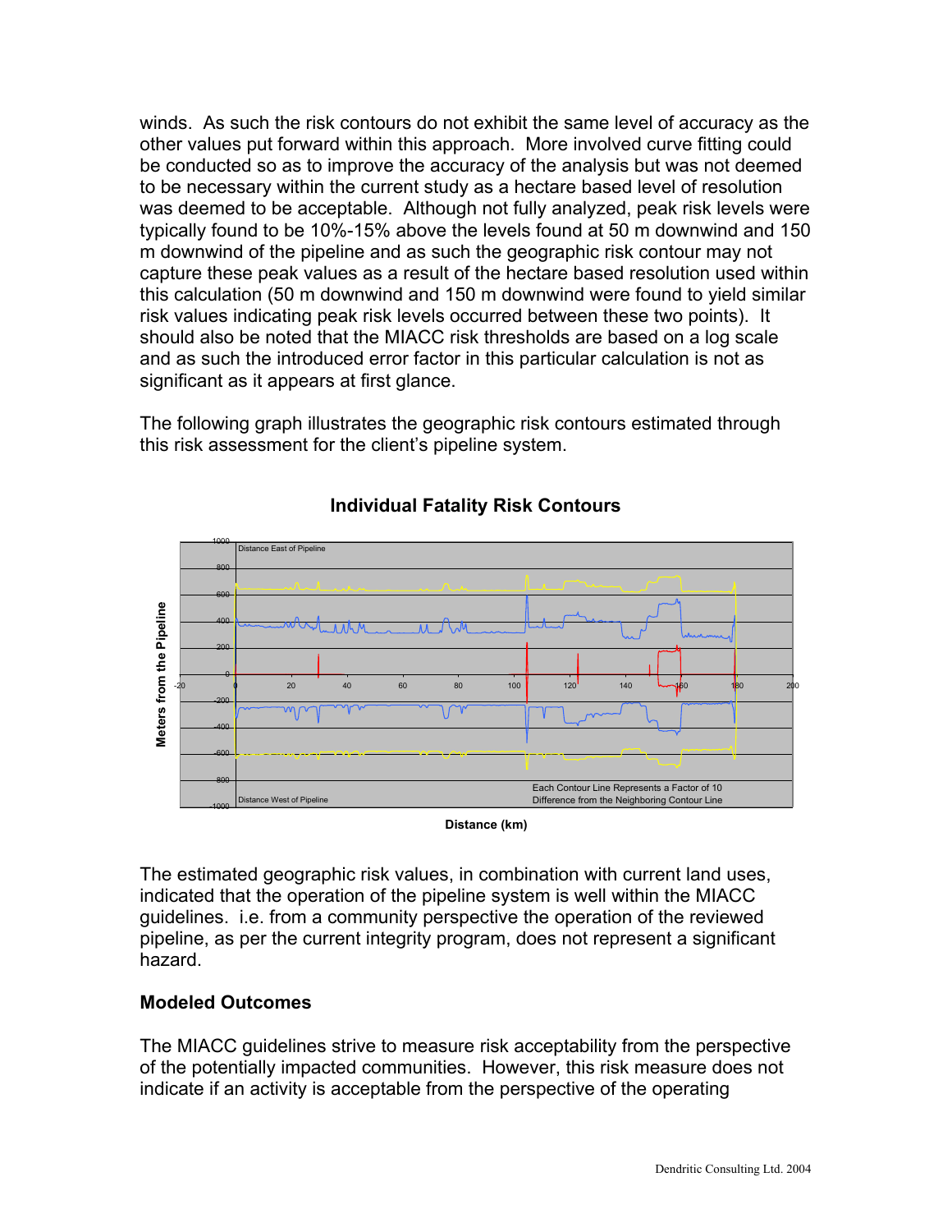winds. As such the risk contours do not exhibit the same level of accuracy as the other values put forward within this approach. More involved curve fitting could be conducted so as to improve the accuracy of the analysis but was not deemed to be necessary within the current study as a hectare based level of resolution was deemed to be acceptable. Although not fully analyzed, peak risk levels were typically found to be 10%-15% above the levels found at 50 m downwind and 150 m downwind of the pipeline and as such the geographic risk contour may not capture these peak values as a result of the hectare based resolution used within this calculation (50 m downwind and 150 m downwind were found to yield similar risk values indicating peak risk levels occurred between these two points). It should also be noted that the MIACC risk thresholds are based on a log scale and as such the introduced error factor in this particular calculation is not as significant as it appears at first glance.

The following graph illustrates the geographic risk contours estimated through this risk assessment for the client's pipeline system.

**Individual Fatality Risk Contours**

Distance East of Pipeline

Distance West of Pipeline

Meters from the Pipeline

Each Contour Line Represents a Factor of 10 Difference from the Neighboring Contour Line

Distance (km)

The estimated geographic risk values, in combination with current land uses, indicated that the operation of the pipeline system is well within the MIACC guidelines. i.e. from a community perspective the operation of the reviewed pipeline, as per the current integrity program, does not represent a significant hazard.

### Modeled Outcomes

The MIACC guidelines strive to measure risk acceptability from the perspective of the potentially impacted communities. However, this risk measure does not indicate if an activity is acceptable from the perspective of the operating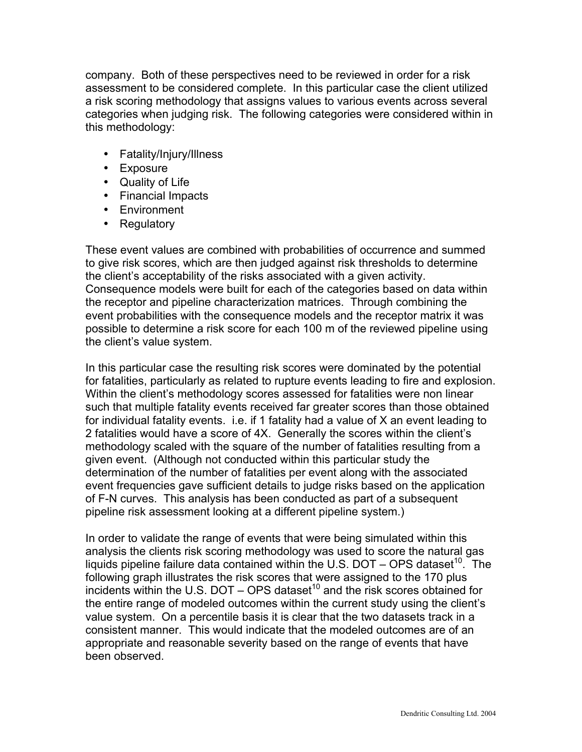company. Both of these perspectives need to be reviewed in order for a risk assessment to be considered complete. In this particular case the client utilized a risk scoring methodology that assigns values to various events across several categories when judging risk. The following categories were considered within in this methodology:

- Fatality/Injury/Illness
- Exposure
- Quality of Life
- Financial Impacts
- Environment
- Regulatory

These event values are combined with probabilities of occurrence and summed to give risk scores, which are then judged against risk thresholds to determine the client's acceptability of the risks associated with a given activity. Consequence models were built for each of the categories based on data within the receptor and pipeline characterization matrices. Through combining the event probabilities with the consequence models and the receptor matrix it was possible to determine a risk score for each 100 m of the reviewed pipeline using the client's value system.

In this particular case the resulting risk scores were dominated by the potential for fatalities, particularly as related to rupture events leading to fire and explosion. Within the client's methodology scores assessed for fatalities were non linear such that multiple fatality events received far greater scores than those obtained for individual fatality events. i.e. if 1 fatality had a value of X an event leading to 2 fatalities would have a score of 4X. Generally the scores within the client's methodology scaled with the square of the number of fatalities resulting from a given event. (Although not conducted within this particular study the determination of the number of fatalities per event along with the associated event frequencies gave sufficient details to judge risks based on the application of F-N curves. This analysis has been conducted as part of a subsequent pipeline risk assessment looking at a different pipeline system.)

In order to validate the range of events that were being simulated within this analysis the clients risk scoring methodology was used to score the natural gas liquids pipeline failure data contained within the U.S. DOT – OPS dataset[10]. The following graph illustrates the risk scores that were assigned to the 170 plus incidents within the U.S. DOT – OPS dataset[10] and the risk scores obtained for the entire range of modeled outcomes within the current study using the client's value system. On a percentile basis it is clear that the two datasets track in a consistent manner. This would indicate that the modeled outcomes are of an appropriate and reasonable severity based on the range of events that have been observed.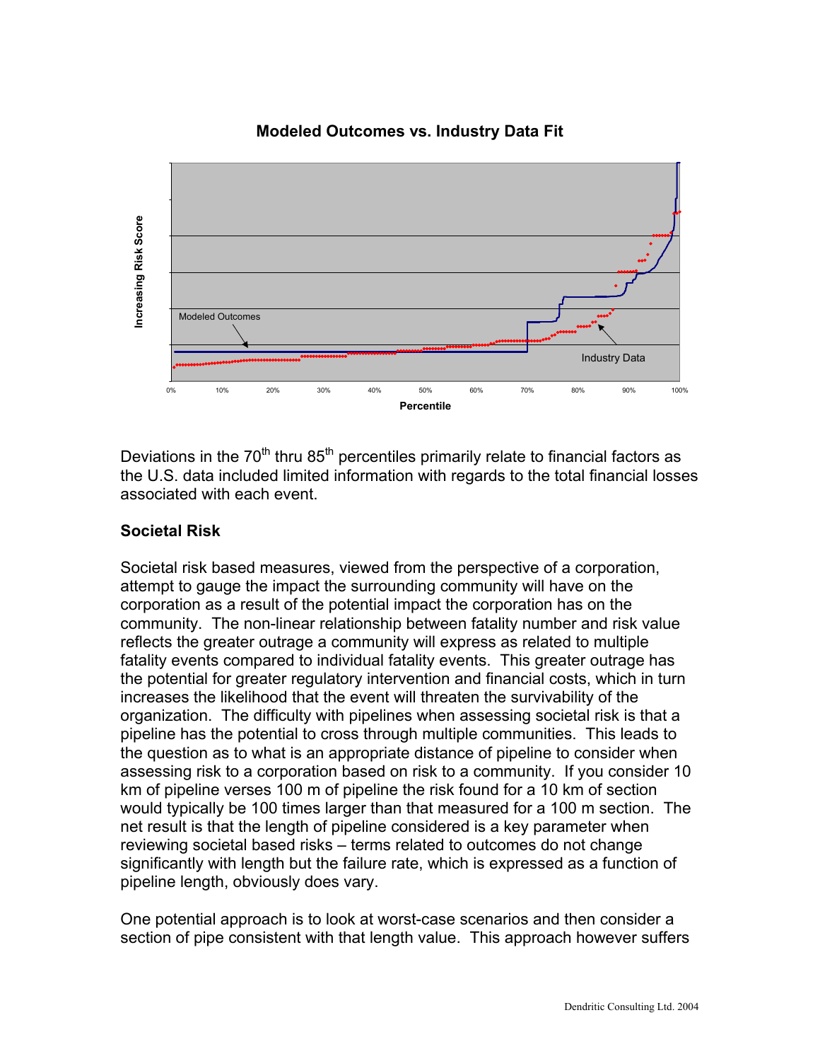**Modeled Outcomes vs. Industry Data Fit**

Deviations in the 70th thru 85th percentiles primarily relate to financial factors as the U.S. data included limited information with regards to the total financial losses associated with each event.

## Societal Risk

Societal risk based measures, viewed from the perspective of a corporation, attempt to gauge the impact the surrounding community will have on the corporation as a result of the potential impact the corporation has on the community. The non-linear relationship between fatality number and risk value reflects the greater outrage a community will express as related to multiple fatality events compared to individual fatality events. This greater outrage has the potential for greater regulatory intervention and financial costs, which in turn increases the likelihood that the event will threaten the survivability of the organization. The difficulty with pipelines when assessing societal risk is that a pipeline has the potential to cross through multiple communities. This leads to the question as to what is an appropriate distance of pipeline to consider when assessing risk to a corporation based on risk to a community. If you consider 10 km of pipeline verses 100 m of pipeline the risk found for a 10 km of section would typically be 100 times larger than that measured for a 100 m section. The net result is that the length of pipeline considered is a key parameter when reviewing societal based risks – terms related to outcomes do not change significantly with length but the failure rate, which is expressed as a function of pipeline length, obviously does vary.

One potential approach is to look at worst-case scenarios and then consider a section of pipe consistent with that length value. This approach however suffers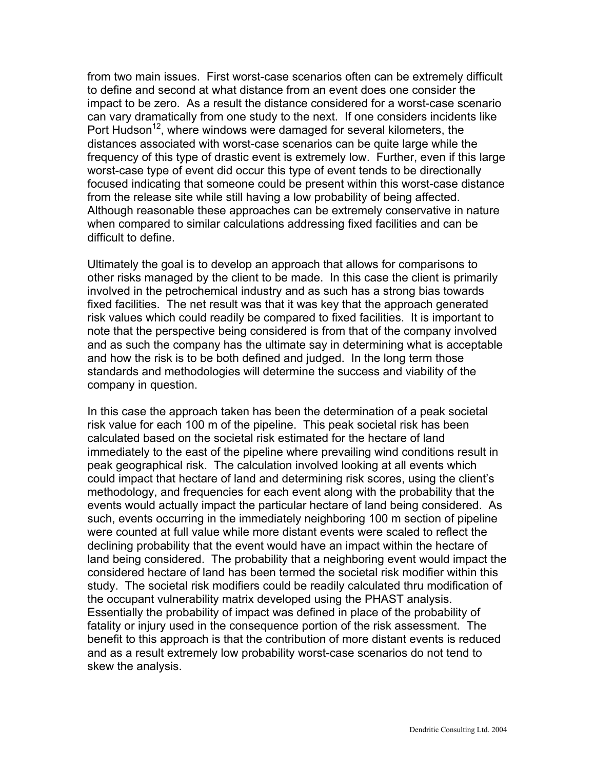from two main issues. First worst-case scenarios often can be extremely difficult to define and second at what distance from an event does one consider the impact to be zero. As a result the distance considered for a worst-case scenario can vary dramatically from one study to the next. If one considers incidents like Port Hudson[12], where windows were damaged for several kilometers, the distances associated with worst-case scenarios can be quite large while the frequency of this type of drastic event is extremely low. Further, even if this large worst-case type of event did occur this type of event tends to be directionally focused indicating that someone could be present within this worst-case distance from the release site while still having a low probability of being affected. Although reasonable these approaches can be extremely conservative in nature when compared to similar calculations addressing fixed facilities and can be difficult to define.

Ultimately the goal is to develop an approach that allows for comparisons to other risks managed by the client to be made. In this case the client is primarily involved in the petrochemical industry and as such has a strong bias towards fixed facilities. The net result was that it was key that the approach generated risk values which could readily be compared to fixed facilities. It is important to note that the perspective being considered is from that of the company involved and as such the company has the ultimate say in determining what is acceptable and how the risk is to be both defined and judged. In the long term those standards and methodologies will determine the success and viability of the company in question.

In this case the approach taken has been the determination of a peak societal risk value for each 100 m of the pipeline. This peak societal risk has been calculated based on the societal risk estimated for the hectare of land immediately to the east of the pipeline where prevailing wind conditions result in peak geographical risk. The calculation involved looking at all events which could impact that hectare of land and determining risk scores, using the client's methodology, and frequencies for each event along with the probability that the events would actually impact the particular hectare of land being considered. As such, events occurring in the immediately neighboring 100 m section of pipeline were counted at full value while more distant events were scaled to reflect the declining probability that the event would have an impact within the hectare of land being considered. The probability that a neighboring event would impact the considered hectare of land has been termed the societal risk modifier within this study. The societal risk modifiers could be readily calculated thru modification of the occupant vulnerability matrix developed using the PHAST analysis. Essentially the probability of impact was defined in place of the probability of fatality or injury used in the consequence portion of the risk assessment. The benefit to this approach is that the contribution of more distant events is reduced and as a result extremely low probability worst-case scenarios do not tend to skew the analysis.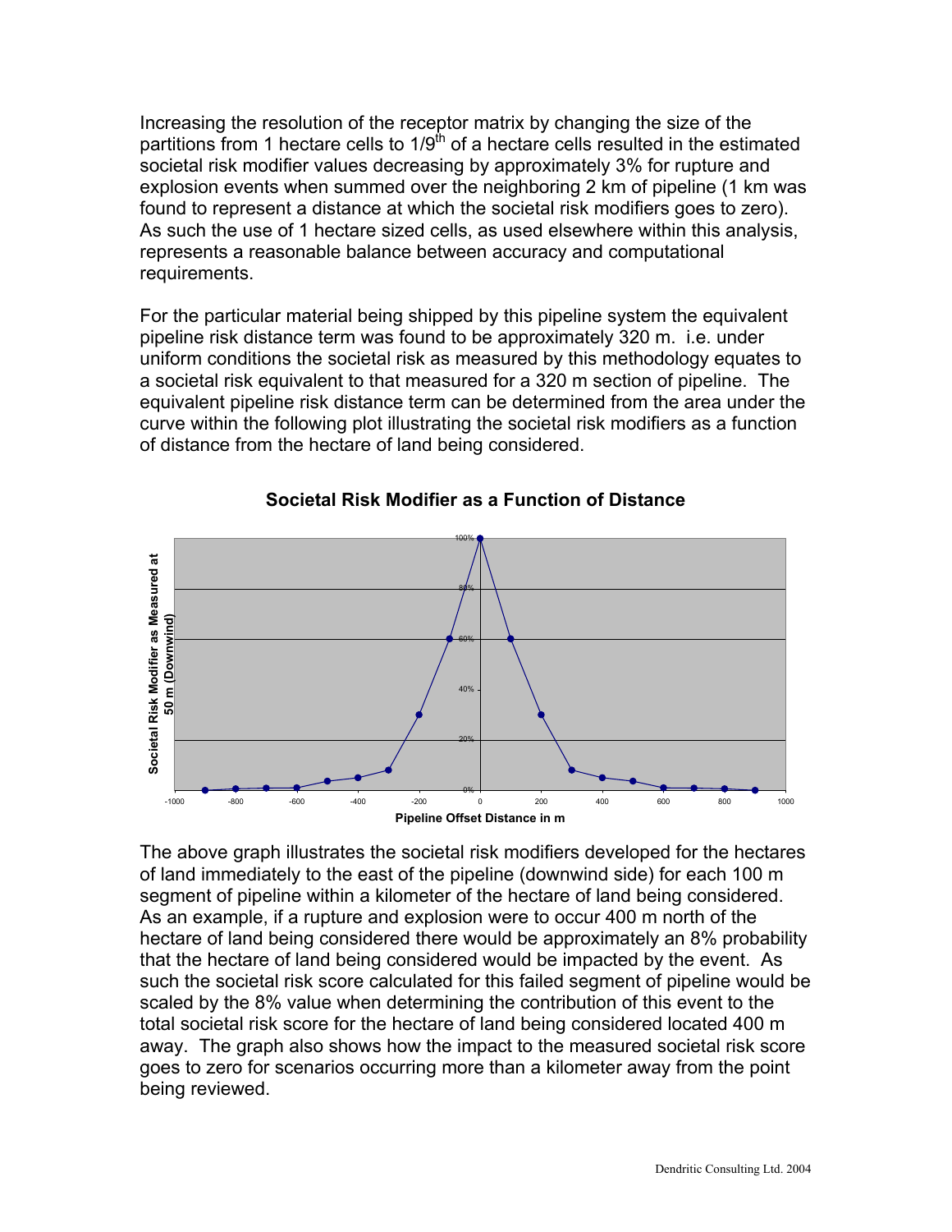Increasing the resolution of the receptor matrix by changing the size of the partitions from 1 hectare cells to 1/9th of a hectare cells resulted in the estimated societal risk modifier values decreasing by approximately 3% for rupture and explosion events when summed over the neighboring 2 km of pipeline (1 km was found to represent a distance at which the societal risk modifiers goes to zero). As such the use of 1 hectare sized cells, as used elsewhere within this analysis, represents a reasonable balance between accuracy and computational requirements.

For the particular material being shipped by this pipeline system the equivalent pipeline risk distance term was found to be approximately 320 m. i.e. under uniform conditions the societal risk as measured by this methodology equates to a societal risk equivalent to that measured for a 320 m section of pipeline. The equivalent pipeline risk distance term can be determined from the area under the curve within the following plot illustrating the societal risk modifiers as a function of distance from the hectare of land being considered.

**Societal Risk Modifier as a Function of Distance**

The above graph illustrates the societal risk modifiers developed for the hectares of land immediately to the east of the pipeline (downwind side) for each 100 m segment of pipeline within a kilometer of the hectare of land being considered. As an example, if a rupture and explosion were to occur 400 m north of the hectare of land being considered there would be approximately an 8% probability that the hectare of land being considered would be impacted by the event. As such the societal risk score calculated for this failed segment of pipeline would be scaled by the 8% value when determining the contribution of this event to the total societal risk score for the hectare of land being considered located 400 m away. The graph also shows how the impact to the measured societal risk score goes to zero for scenarios occurring more than a kilometer away from the point being reviewed.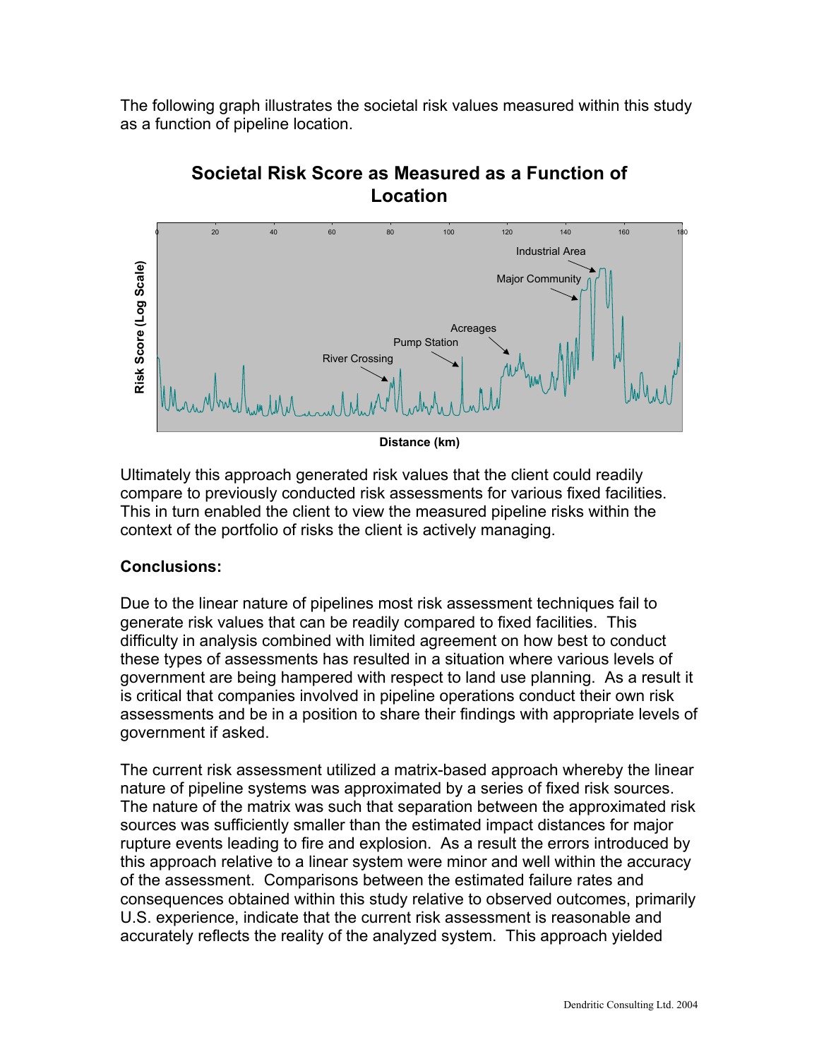The following graph illustrates the societal risk values measured within this study as a function of pipeline location.

**Societal Risk Score as Measured as a Function of Location**

Ultimately this approach generated risk values that the client could readily compare to previously conducted risk assessments for various fixed facilities. This in turn enabled the client to view the measured pipeline risks within the context of the portfolio of risks the client is actively managing.

**Conclusions:**

Due to the linear nature of pipelines most risk assessment techniques fail to generate risk values that can be readily compared to fixed facilities. This difficulty in analysis combined with limited agreement on how best to conduct these types of assessments has resulted in a situation where various levels of government are being hampered with respect to land use planning. As a result it is critical that companies involved in pipeline operations conduct their own risk assessments and be in a position to share their findings with appropriate levels of government if asked.

The current risk assessment utilized a matrix-based approach whereby the linear nature of pipeline systems was approximated by a series of fixed risk sources. The nature of the matrix was such that separation between the approximated risk sources was sufficiently smaller than the estimated impact distances for major rupture events leading to fire and explosion. As a result the errors introduced by this approach relative to a linear system were minor and well within the accuracy of the assessment. Comparisons between the estimated failure rates and consequences obtained within this study relative to observed outcomes, primarily U.S. experience, indicate that the current risk assessment is reasonable and accurately reflects the reality of the analyzed system. This approach yielded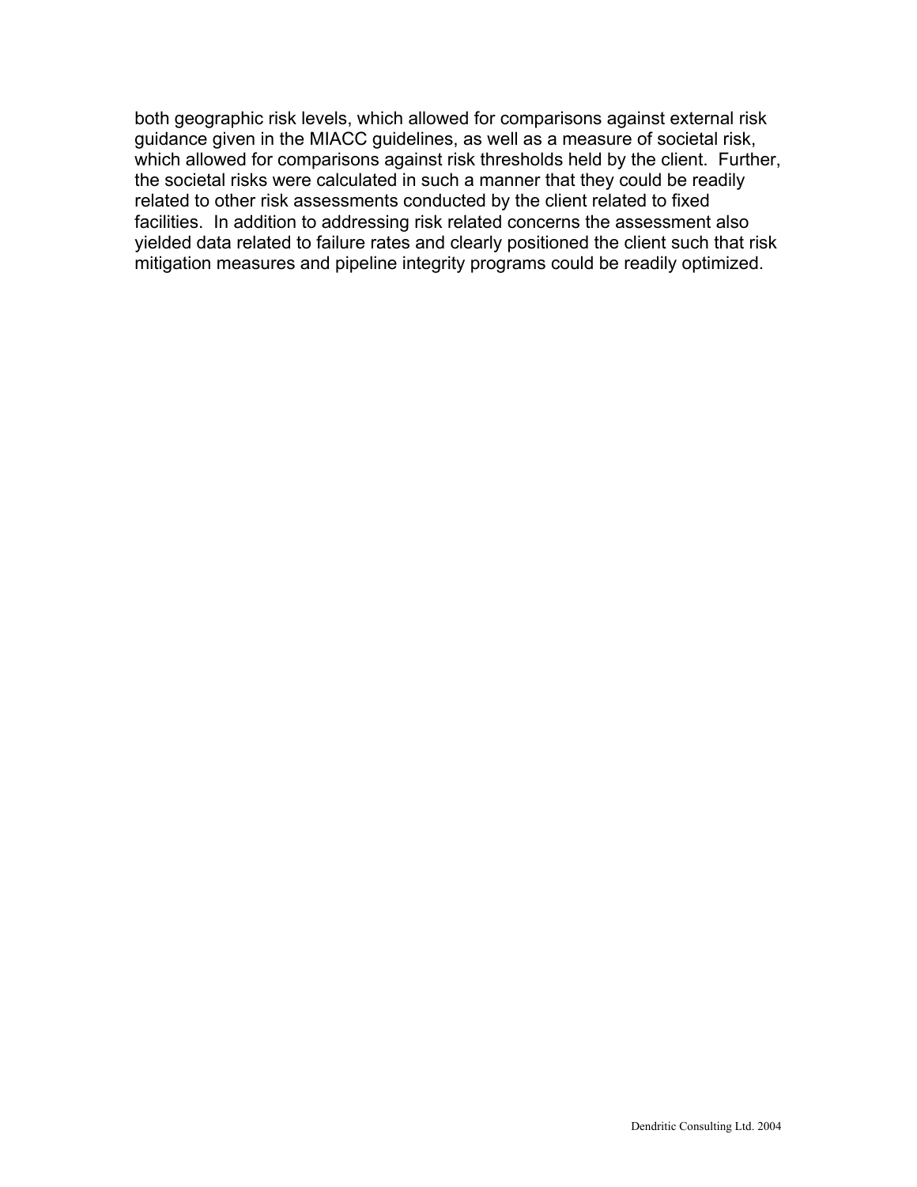both geographic risk levels, which allowed for comparisons against external risk guidance given in the MIACC guidelines, as well as a measure of societal risk, which allowed for comparisons against risk thresholds held by the client. Further, the societal risks were calculated in such a manner that they could be readily related to other risk assessments conducted by the client related to fixed facilities. In addition to addressing risk related concerns the assessment also yielded data related to failure rates and clearly positioned the client such that risk mitigation measures and pipeline integrity programs could be readily optimized.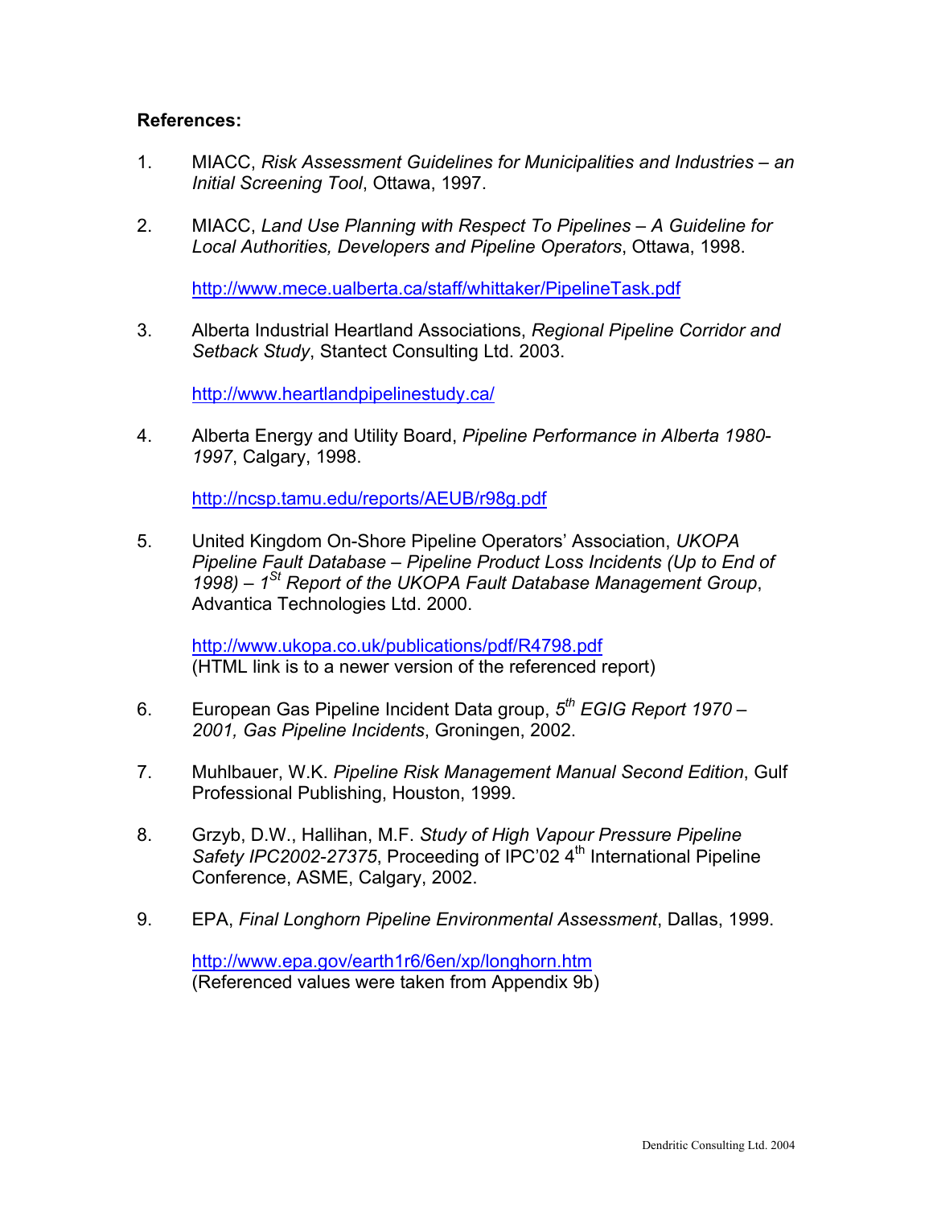**References:**

1. MIACC, *Risk Assessment Guidelines for Municipalities and Industries – an Initial Screening Tool*, Ottawa, 1997.

2. MIACC, *Land Use Planning with Respect To Pipelines – A Guideline for Local Authorities, Developers and Pipeline Operators*, Ottawa, 1998.

   http://www.mece.ualberta.ca/staff/whittaker/PipelineTask.pdf

3. Alberta Industrial Heartland Associations, *Regional Pipeline Corridor and Setback Study*, Stantect Consulting Ltd. 2003.

   http://www.heartlandpipelinestudy.ca/

4. Alberta Energy and Utility Board, *Pipeline Performance in Alberta 1980-1997*, Calgary, 1998.

   http://ncsp.tamu.edu/reports/AEUB/r98g.pdf

5. United Kingdom On-Shore Pipeline Operators' Association, *UKOPA Pipeline Fault Database – Pipeline Product Loss Incidents (Up to End of 1998) – 1St Report of the UKOPA Fault Database Management Group*, Advantica Technologies Ltd. 2000.

   http://www.ukopa.co.uk/publications/pdf/R4798.pdf
   (HTML link is to a newer version of the referenced report)

6. European Gas Pipeline Incident Data group, *5th EGIG Report 1970 – 2001, Gas Pipeline Incidents*, Groningen, 2002.

7. Muhlbauer, W.K. *Pipeline Risk Management Manual Second Edition*, Gulf Professional Publishing, Houston, 1999.

8. Grzyb, D.W., Hallihan, M.F. *Study of High Vapour Pressure Pipeline Safety IPC2002-27375*, Proceeding of IPC'02 4th International Pipeline Conference, ASME, Calgary, 2002.

9. EPA, *Final Longhorn Pipeline Environmental Assessment*, Dallas, 1999.

   http://www.epa.gov/earth1r6/6en/xp/longhorn.htm
   (Referenced values were taken from Appendix 9b)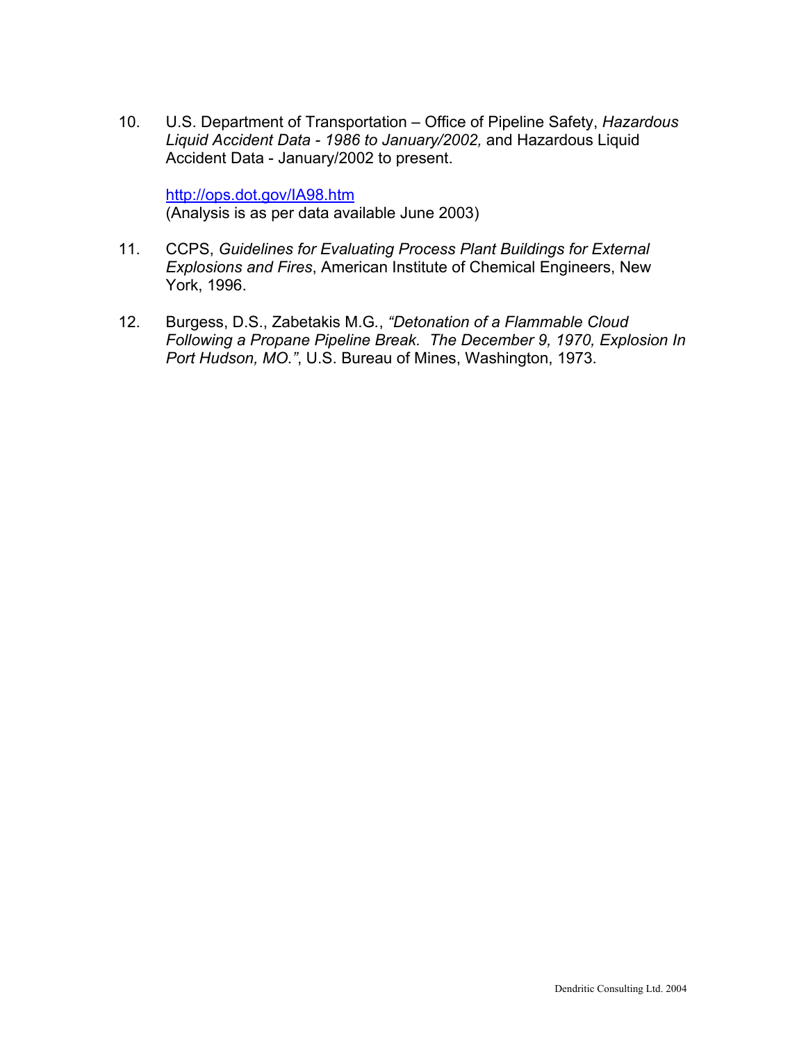10. U.S. Department of Transportation – Office of Pipeline Safety, *Hazardous Liquid Accident Data - 1986 to January/2002,* and Hazardous Liquid Accident Data - January/2002 to present.

    http://ops.dot.gov/IA98.htm
    (Analysis is as per data available June 2003)

11. CCPS, *Guidelines for Evaluating Process Plant Buildings for External Explosions and Fires*, American Institute of Chemical Engineers, New York, 1996.

12. Burgess, D.S., Zabetakis M.G., *"Detonation of a Flammable Cloud Following a Propane Pipeline Break. The December 9, 1970, Explosion In Port Hudson, MO."*, U.S. Bureau of Mines, Washington, 1973.